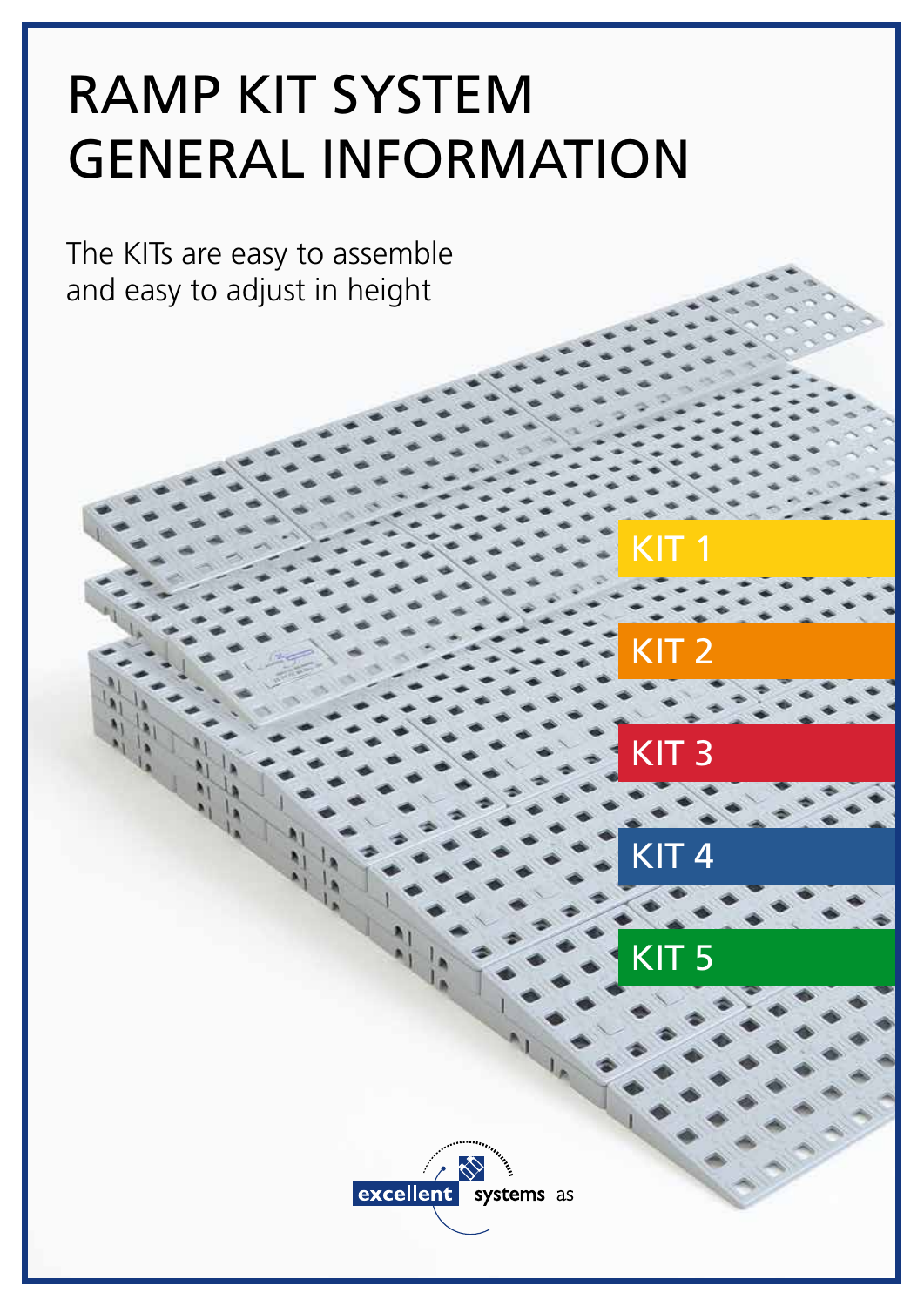# RAMP KIT SYSTEM GENERAL INFORMATION

The KITs are easy to assemble and easy to adjust in height

KIT 1

KIT 2

KIT 3

KIT 4

KIT 5

excellent systems as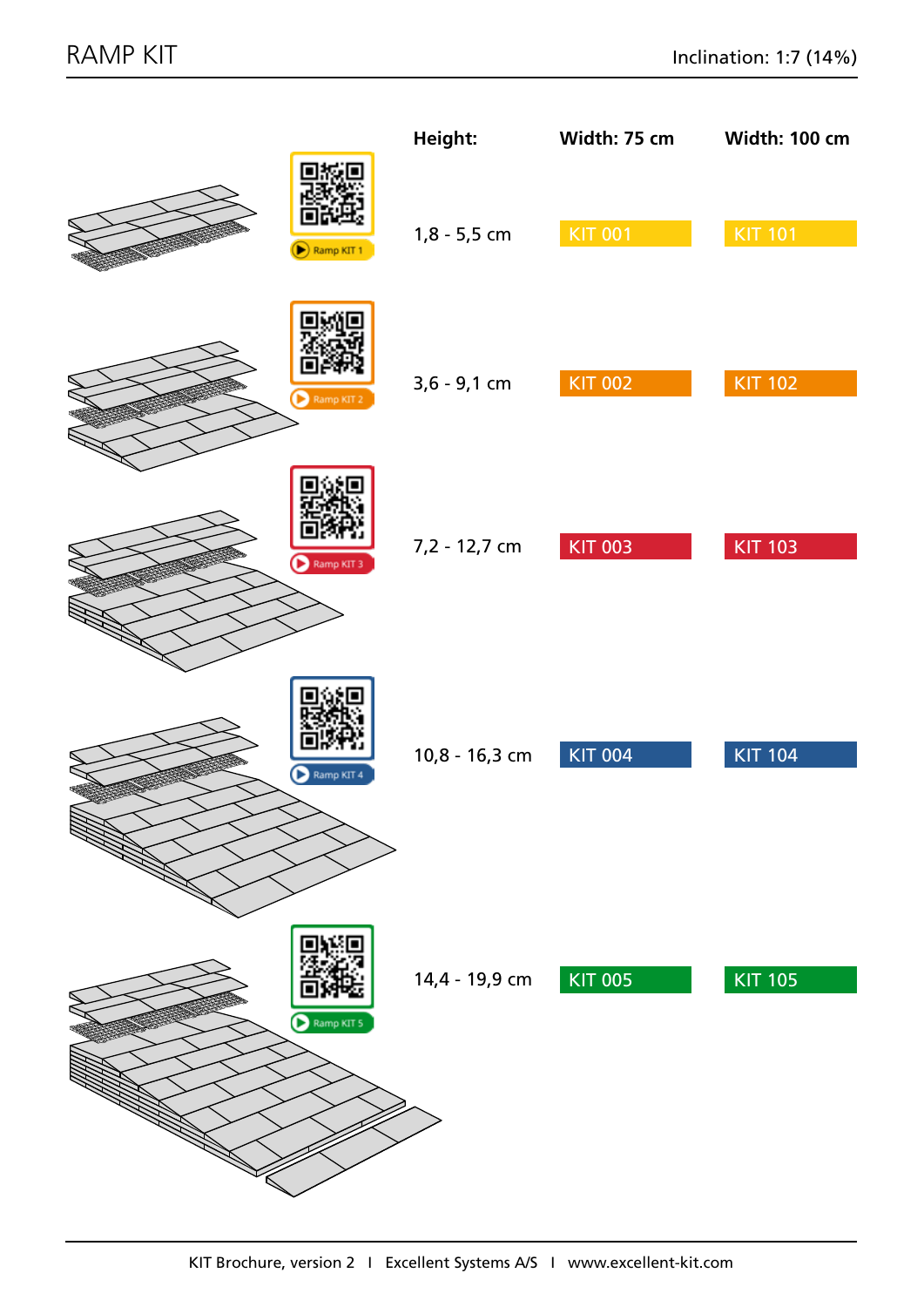# RAMP KIT

Inclination: 1:7 (14%)

| Height: | Width: 75 cm | Width: 100 cm |
|---|---|---|
| 1,8 - 5,5 cm | KIT 001 | KIT 101 |
| 3,6 - 9,1 cm | KIT 002 | KIT 102 |
| 7,2 - 12,7 cm | KIT 003 | KIT 103 |
| 10,8 - 16,3 cm | KIT 004 | KIT 104 |
| 14,4 - 19,9 cm | KIT 005 | KIT 105 |

Ramp KIT 1

Ramp KIT 2

Ramp KIT 3

Ramp KIT 4

Ramp KIT 5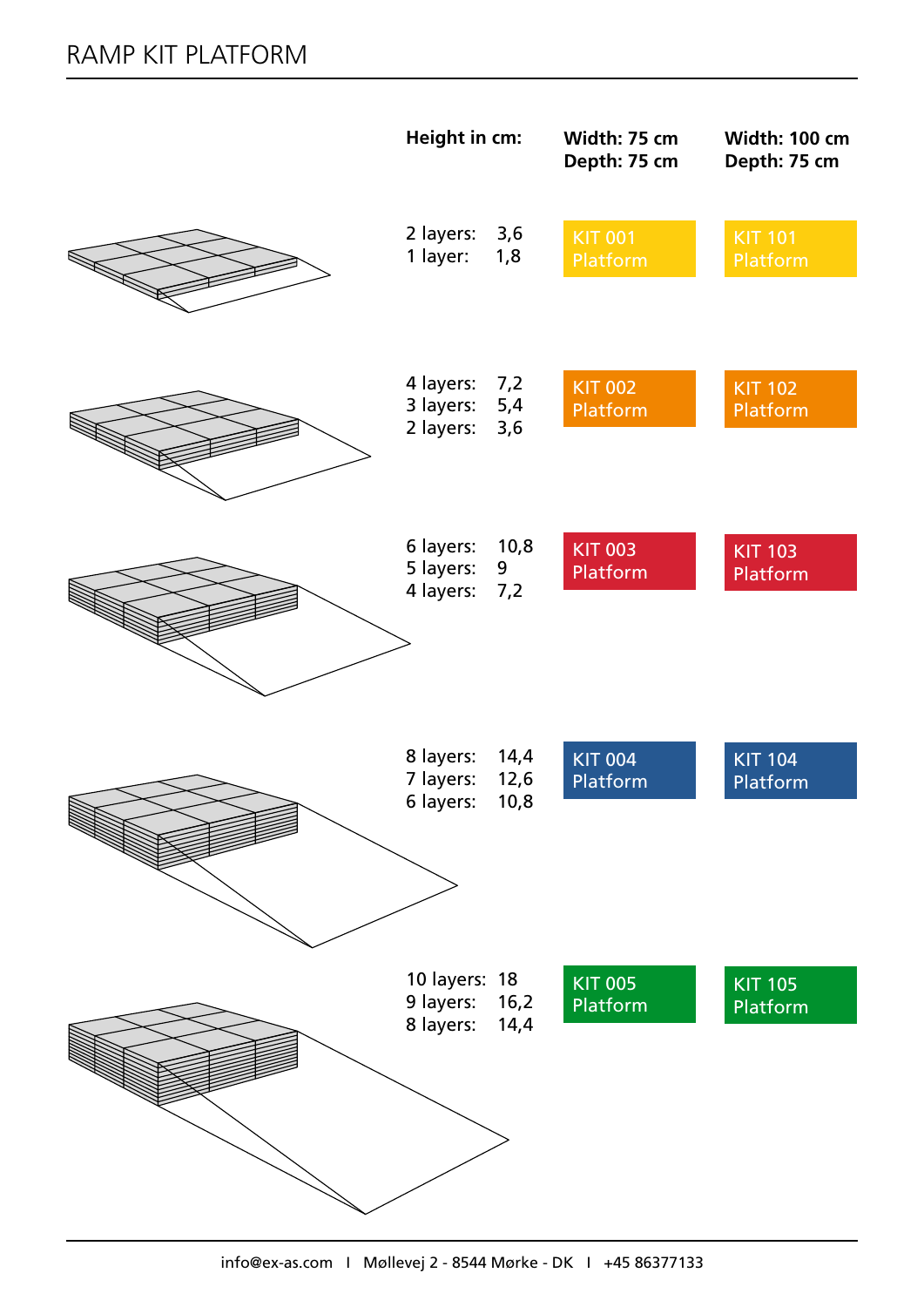# RAMP KIT PLATFORM

| Height in cm: | Width: 75 cm Depth: 75 cm | Width: 100 cm Depth: 75 cm |
|---|---|---|
| 2 layers: 3,6<br>1 layer: 1,8 | KIT 001 Platform | KIT 101 Platform |
| 4 layers: 7,2<br>3 layers: 5,4<br>2 layers: 3,6 | KIT 002 Platform | KIT 102 Platform |
| 6 layers: 10,8<br>5 layers: 9<br>4 layers: 7,2 | KIT 003 Platform | KIT 103 Platform |
| 8 layers: 14,4<br>7 layers: 12,6<br>6 layers: 10,8 | KIT 004 Platform | KIT 104 Platform |
| 10 layers: 18<br>9 layers: 16,2<br>8 layers: 14,4 | KIT 005 Platform | KIT 105 Platform |

info@ex-as.com I Møllevej 2 - 8544 Mørke - DK I +45 86377133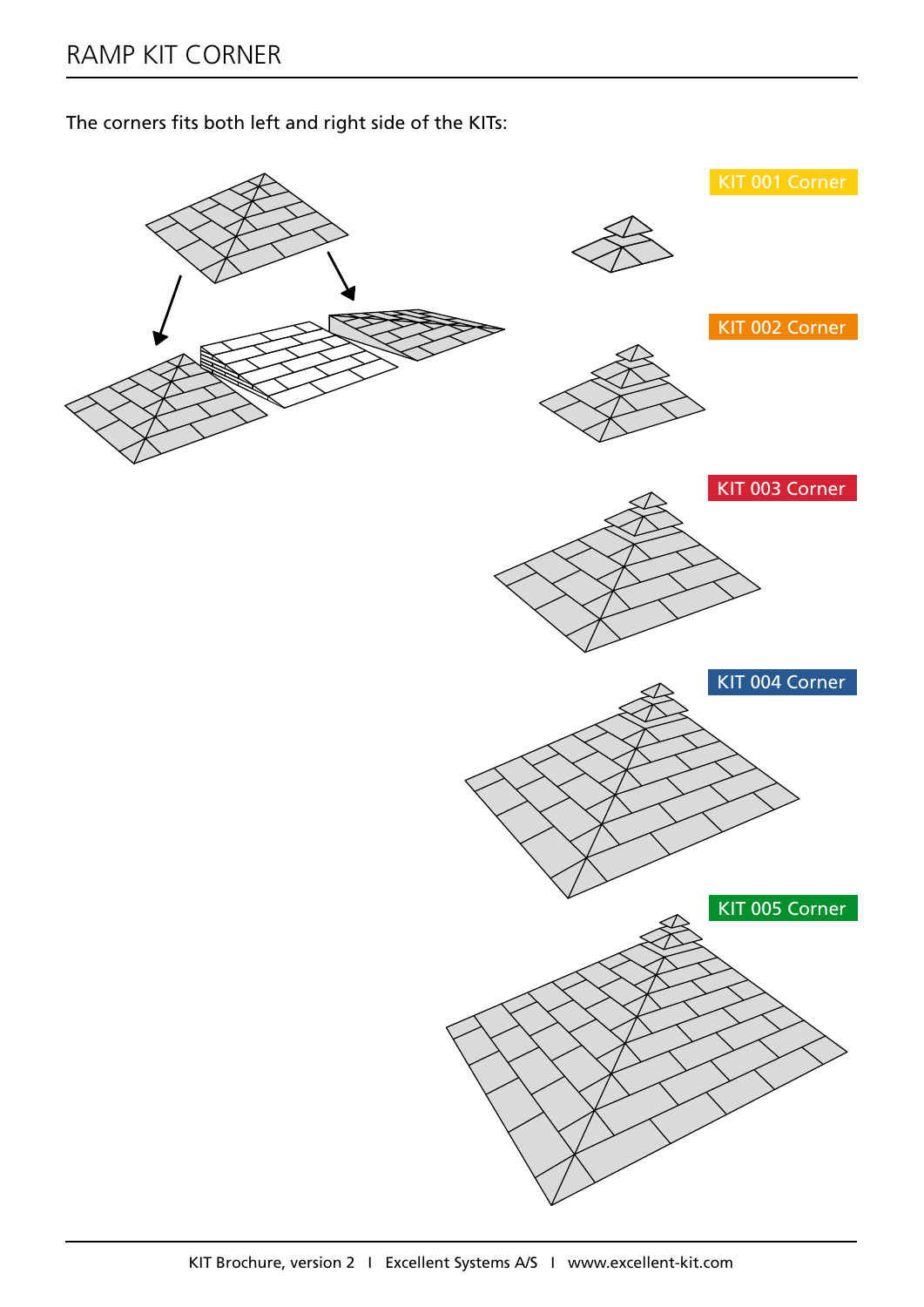# RAMP KIT CORNER

The corners fits both left and right side of the KITs:

KIT 001 Corner

KIT 002 Corner

KIT 003 Corner

KIT 004 Corner

KIT 005 Corner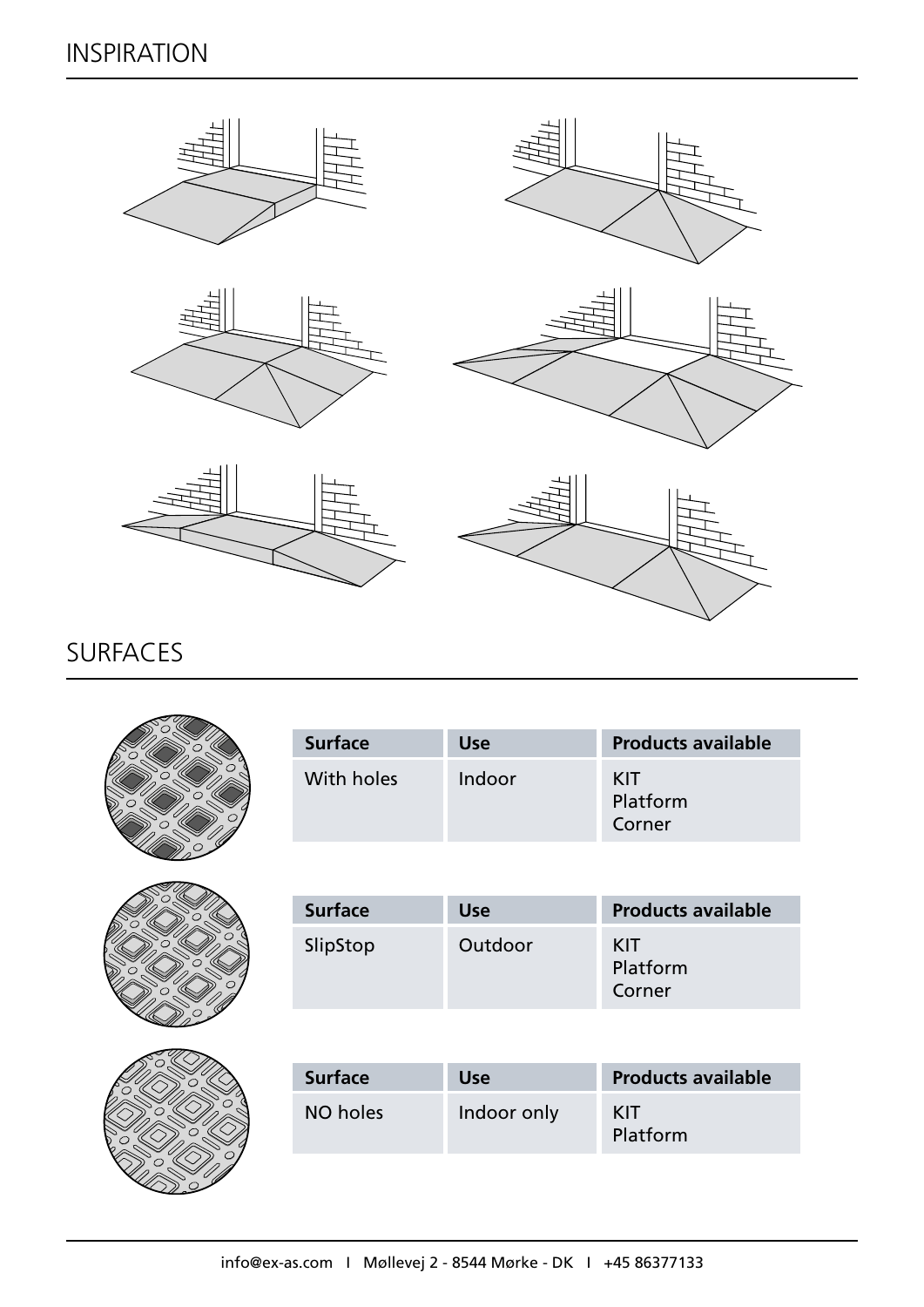## INSPIRATION

## SURFACES

| Surface | Use | Products available |
| --- | --- | --- |
| With holes | Indoor | KIT<br>Platform<br>Corner |

| Surface | Use | Products available |
| --- | --- | --- |
| SlipStop | Outdoor | KIT<br>Platform<br>Corner |

| Surface | Use | Products available |
| --- | --- | --- |
| NO holes | Indoor only | KIT<br>Platform |

info@ex-as.com I Møllevej 2 - 8544 Mørke - DK I +45 86377133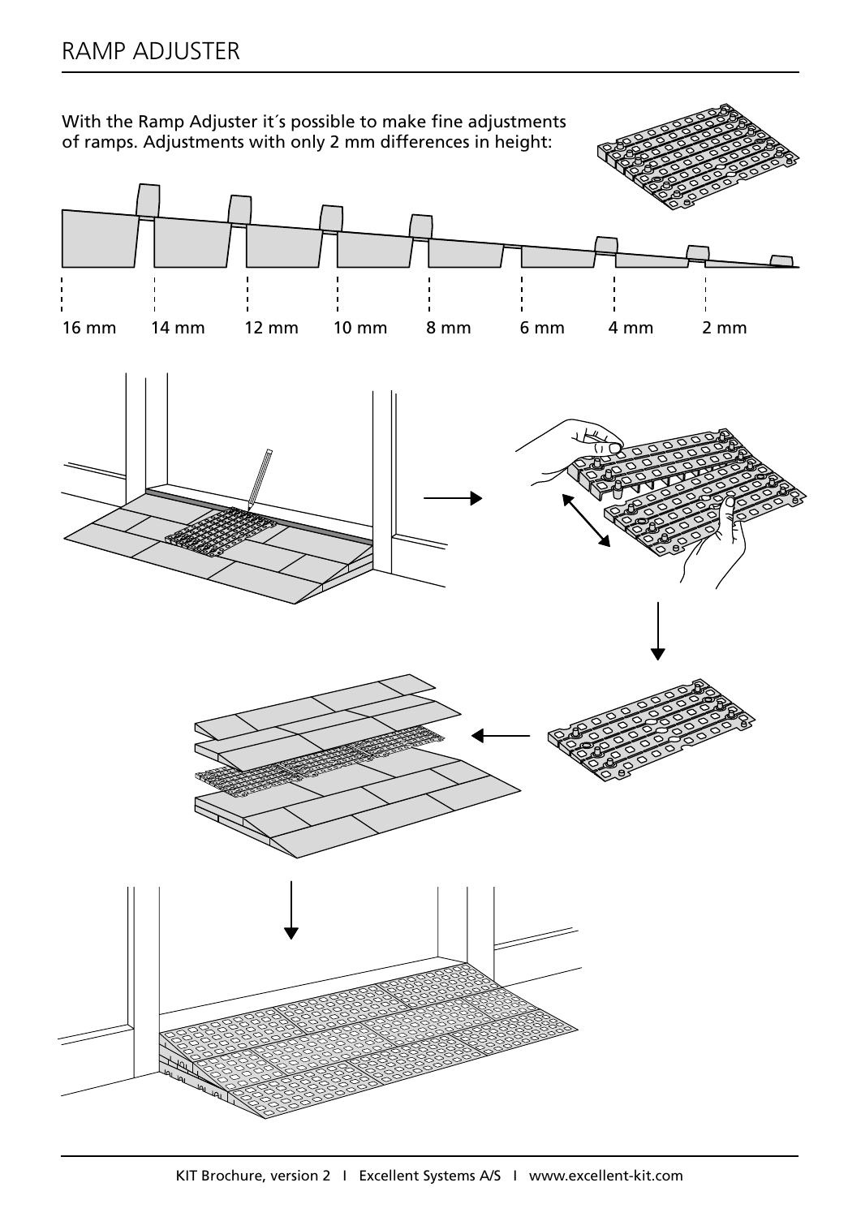# RAMP ADJUSTER

With the Ramp Adjuster it´s possible to make fine adjustments of ramps. Adjustments with only 2 mm differences in height:

16 mm 14 mm 12 mm 10 mm 8 mm 6 mm 4 mm 2 mm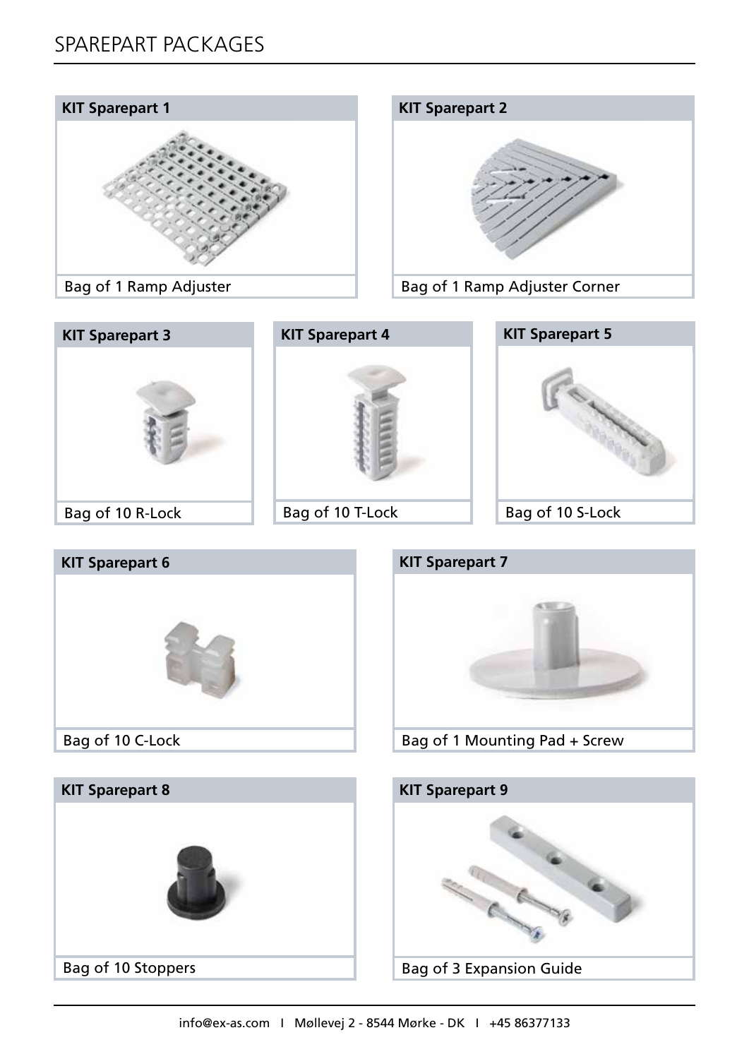# SPAREPART PACKAGES

**KIT Sparepart 1**

Bag of 1 Ramp Adjuster

**KIT Sparepart 2**

Bag of 1 Ramp Adjuster Corner

**KIT Sparepart 3**

Bag of 10 R-Lock

**KIT Sparepart 4**

Bag of 10 T-Lock

**KIT Sparepart 5**

Bag of 10 S-Lock

**KIT Sparepart 6**

Bag of 10 C-Lock

**KIT Sparepart 7**

Bag of 1 Mounting Pad + Screw

**KIT Sparepart 8**

Bag of 10 Stoppers

**KIT Sparepart 9**

Bag of 3 Expansion Guide

info@ex-as.com I Møllevej 2 - 8544 Mørke - DK I +45 86377133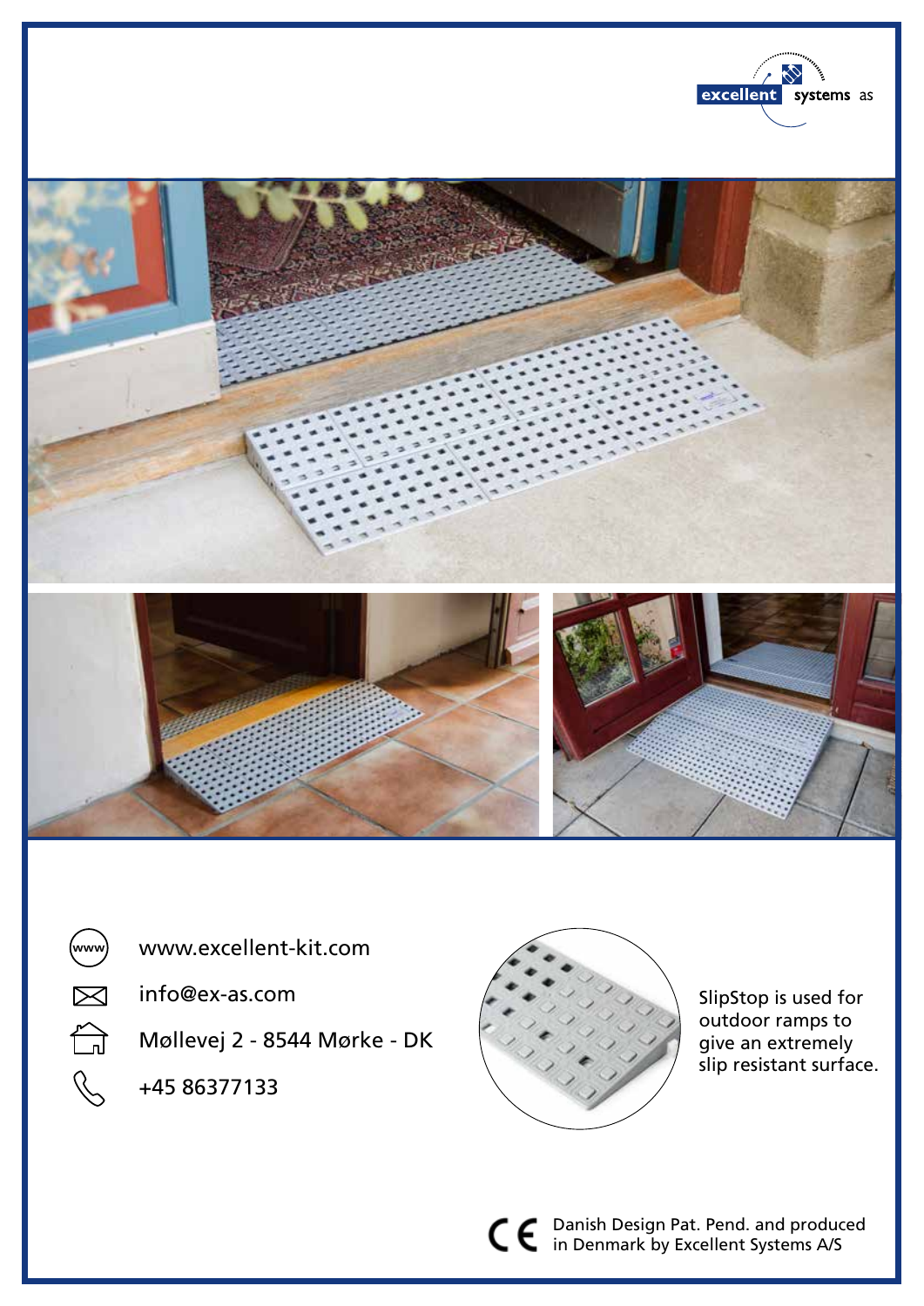excellent systems as

www.excellent-kit.com

info@ex-as.com

Møllevej 2 - 8544 Mørke - DK

+45 86377133

SlipStop is used for outdoor ramps to give an extremely slip resistant surface.

Danish Design Pat. Pend. and produced in Denmark by Excellent Systems A/S